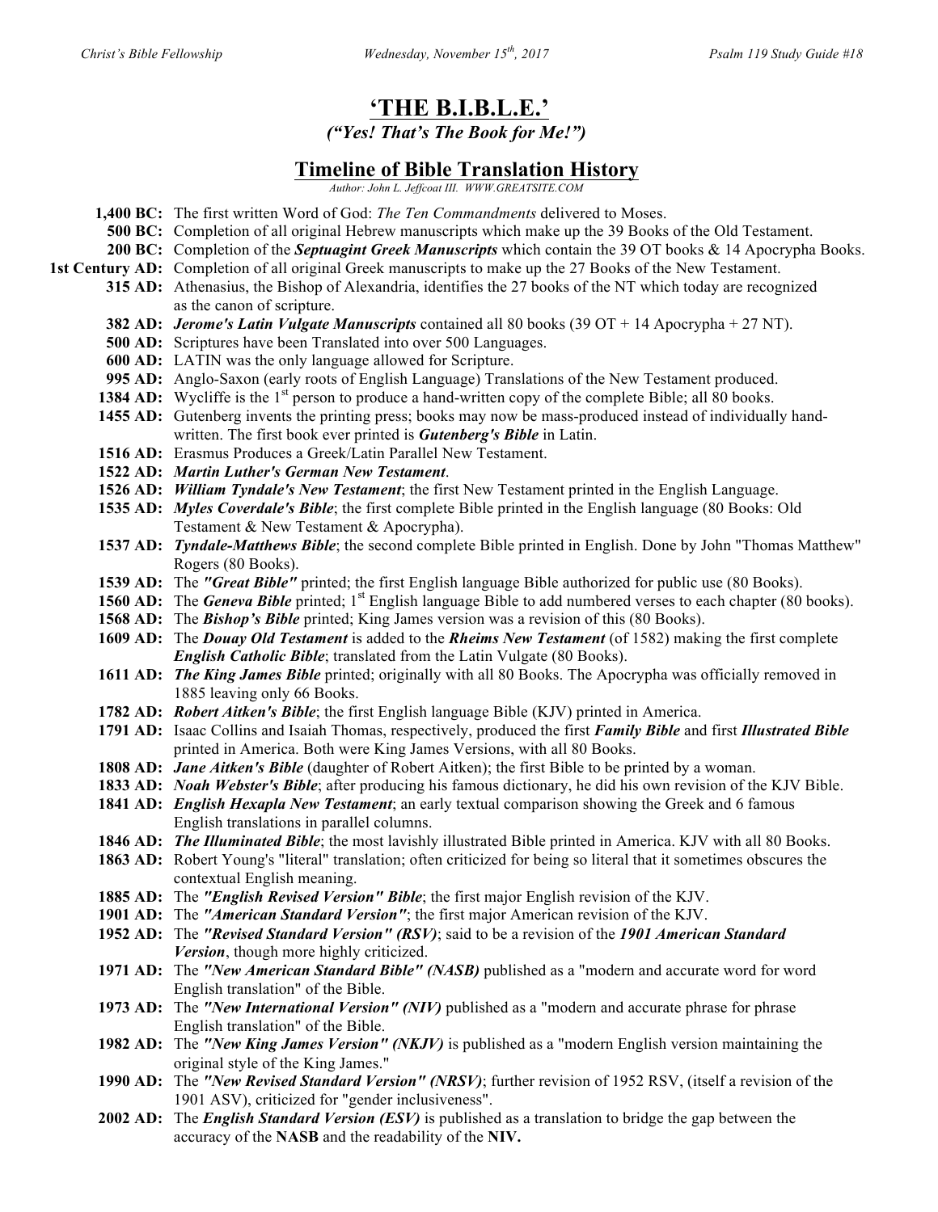# 'THE B.I.B.L.E.'

*("Yes! That's The Book for Me!")*

## Timeline of Bible Translation History

*Author: John L. Jeffcoat III. WWW.GREATSITE.COM*

**1,400 BC:** The first written Word of God: *The Ten Commandments* delivered to Moses.

**500 BC:** Completion of all original Hebrew manuscripts which make up the 39 Books of the Old Testament.

**200 BC:** Completion of the ***Septuagint Greek Manuscripts*** which contain the 39 OT books & 14 Apocrypha Books.

**1st Century AD:** Completion of all original Greek manuscripts to make up the 27 Books of the New Testament.

**315 AD:** Athenasius, the Bishop of Alexandria, identifies the 27 books of the NT which today are recognized as the canon of scripture.

**382 AD:** ***Jerome's Latin Vulgate Manuscripts*** contained all 80 books (39 OT + 14 Apocrypha + 27 NT).

**500 AD:** Scriptures have been Translated into over 500 Languages.

**600 AD:** LATIN was the only language allowed for Scripture.

**995 AD:** Anglo-Saxon (early roots of English Language) Translations of the New Testament produced.

**1384 AD:** Wycliffe is the 1st person to produce a hand-written copy of the complete Bible; all 80 books.

**1455 AD:** Gutenberg invents the printing press; books may now be mass-produced instead of individually hand-written. The first book ever printed is ***Gutenberg's Bible*** in Latin.

**1516 AD:** Erasmus Produces a Greek/Latin Parallel New Testament.

**1522 AD:** ***Martin Luther's German New Testament***.

**1526 AD:** ***William Tyndale's New Testament***; the first New Testament printed in the English Language.

**1535 AD:** ***Myles Coverdale's Bible***; the first complete Bible printed in the English language (80 Books: Old Testament & New Testament & Apocrypha).

**1537 AD:** ***Tyndale-Matthews Bible***; the second complete Bible printed in English. Done by John "Thomas Matthew" Rogers (80 Books).

**1539 AD:** The ***"Great Bible"*** printed; the first English language Bible authorized for public use (80 Books).

**1560 AD:** The ***Geneva Bible*** printed; 1st English language Bible to add numbered verses to each chapter (80 books).

**1568 AD:** The ***Bishop's Bible*** printed; King James version was a revision of this (80 Books).

**1609 AD:** The ***Douay Old Testament*** is added to the ***Rheims New Testament*** (of 1582) making the first complete ***English Catholic Bible***; translated from the Latin Vulgate (80 Books).

**1611 AD:** ***The King James Bible*** printed; originally with all 80 Books. The Apocrypha was officially removed in 1885 leaving only 66 Books.

**1782 AD:** ***Robert Aitken's Bible***; the first English language Bible (KJV) printed in America.

**1791 AD:** Isaac Collins and Isaiah Thomas, respectively, produced the first ***Family Bible*** and first ***Illustrated Bible*** printed in America. Both were King James Versions, with all 80 Books.

**1808 AD:** ***Jane Aitken's Bible*** (daughter of Robert Aitken); the first Bible to be printed by a woman.

**1833 AD:** ***Noah Webster's Bible***; after producing his famous dictionary, he did his own revision of the KJV Bible.

**1841 AD:** ***English Hexapla New Testament***; an early textual comparison showing the Greek and 6 famous English translations in parallel columns.

**1846 AD:** ***The Illuminated Bible***; the most lavishly illustrated Bible printed in America. KJV with all 80 Books.

**1863 AD:** Robert Young's "literal" translation; often criticized for being so literal that it sometimes obscures the contextual English meaning.

**1885 AD:** The ***"English Revised Version" Bible***; the first major English revision of the KJV.

**1901 AD:** The ***"American Standard Version"***; the first major American revision of the KJV.

**1952 AD:** The ***"Revised Standard Version" (RSV)***; said to be a revision of the ***1901 American Standard Version***, though more highly criticized.

**1971 AD:** The ***"New American Standard Bible" (NASB)*** published as a "modern and accurate word for word English translation" of the Bible.

**1973 AD:** The ***"New International Version" (NIV)*** published as a "modern and accurate phrase for phrase English translation" of the Bible.

**1982 AD:** The ***"New King James Version" (NKJV)*** is published as a "modern English version maintaining the original style of the King James."

**1990 AD:** The ***"New Revised Standard Version" (NRSV)***; further revision of 1952 RSV, (itself a revision of the 1901 ASV), criticized for "gender inclusiveness".

**2002 AD:** The ***English Standard Version (ESV)*** is published as a translation to bridge the gap between the accuracy of the **NASB** and the readability of the **NIV.**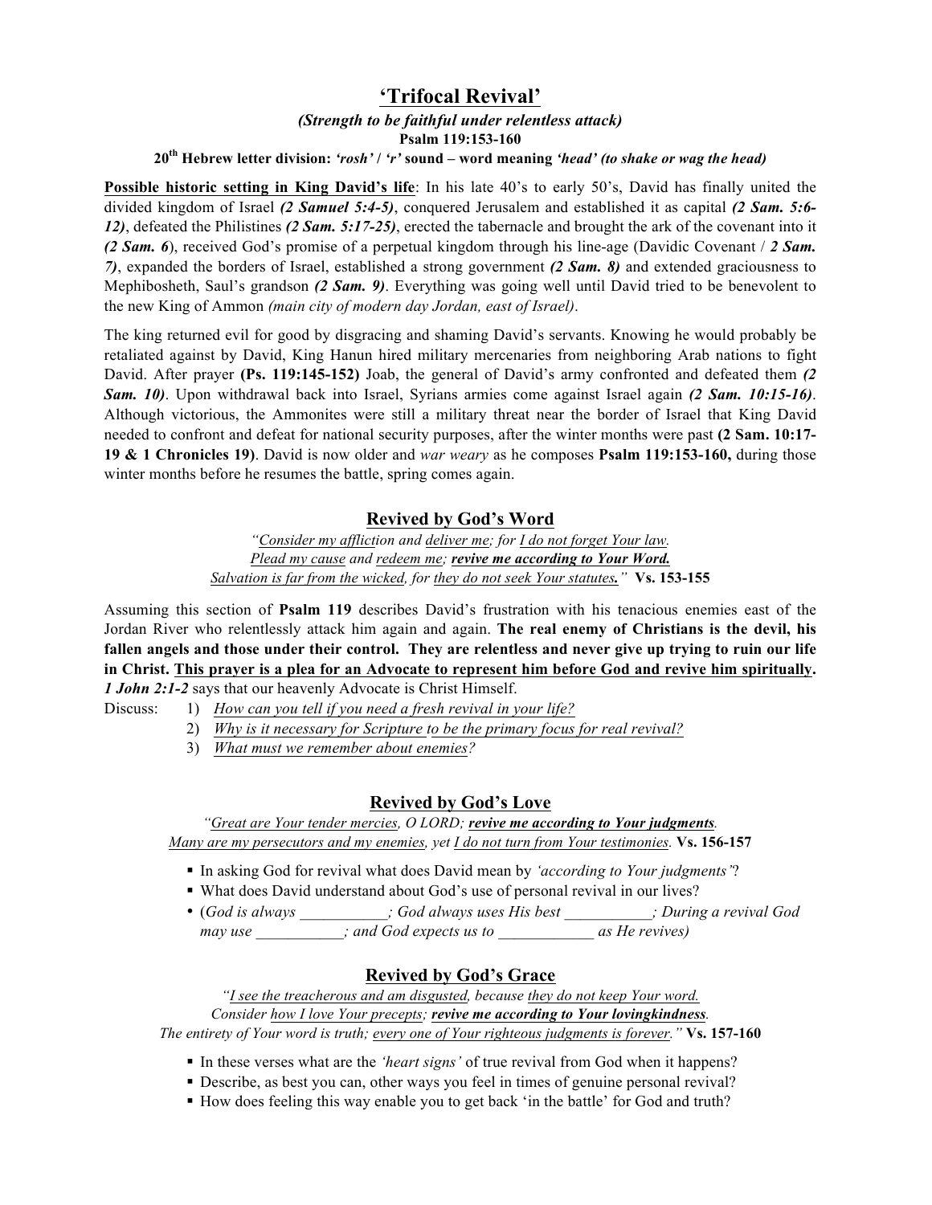# 'Trifocal Revival'

*(Strength to be faithful under relentless attack)*

**Psalm 119:153-160**

**20th Hebrew letter division: *'rosh'* / *'r'* sound – word meaning *'head'* (to shake or wag the head)**

**Possible historic setting in King David's life**: In his late 40's to early 50's, David has finally united the divided kingdom of Israel ***(2 Samuel 5:4-5)***, conquered Jerusalem and established it as capital ***(2 Sam. 5:6-12)***, defeated the Philistines ***(2 Sam. 5:17-25)***, erected the tabernacle and brought the ark of the covenant into it ***(2 Sam. 6***), received God's promise of a perpetual kingdom through his line-age (Davidic Covenant / ***2 Sam. 7)***, expanded the borders of Israel, established a strong government ***(2 Sam. 8)*** and extended graciousness to Mephibosheth, Saul's grandson ***(2 Sam. 9)***. Everything was going well until David tried to be benevolent to the new King of Ammon *(main city of modern day Jordan, east of Israel)*.

The king returned evil for good by disgracing and shaming David's servants. Knowing he would probably be retaliated against by David, King Hanun hired military mercenaries from neighboring Arab nations to fight David. After prayer **(Ps. 119:145-152)** Joab, the general of David's army confronted and defeated them ***(2 Sam. 10)***. Upon withdrawal back into Israel, Syrians armies come against Israel again ***(2 Sam. 10:15-16)***. Although victorious, the Ammonites were still a military threat near the border of Israel that King David needed to confront and defeat for national security purposes, after the winter months were past **(2 Sam. 10:17-19 & 1 Chronicles 19)**. David is now older and *war weary* as he composes **Psalm 119:153-160,** during those winter months before he resumes the battle, spring comes again.

## Revived by God's Word

*"Consider my affliction and deliver me; for I do not forget Your law.*
*Plead my cause and redeem me; **revive me according to Your Word.***
*Salvation is far from the wicked, for they do not seek Your statutes."* **Vs. 153-155**

Assuming this section of **Psalm 119** describes David's frustration with his tenacious enemies east of the Jordan River who relentlessly attack him again and again. **The real enemy of Christians is the devil, his fallen angels and those under their control. They are relentless and never give up trying to ruin our life in Christ. This prayer is a plea for an Advocate to represent him before God and revive him spiritually.** ***1 John 2:1-2*** says that our heavenly Advocate is Christ Himself.

Discuss:
1) *How can you tell if you need a fresh revival in your life?*
2) *Why is it necessary for Scripture to be the primary focus for real revival?*
3) *What must we remember about enemies?*

## Revived by God's Love

*"Great are Your tender mercies, O LORD; **revive me according to Your judgments**.*
*Many are my persecutors and my enemies, yet I do not turn from Your testimonies.* **Vs. 156-157**

- In asking God for revival what does David mean by *'according to Your judgments"*?
- What does David understand about God's use of personal revival in our lives?
- (*God is always ___________; God always uses His best ___________; During a revival God may use ___________; and God expects us to ____________ as He revives)*

## Revived by God's Grace

*"I see the treacherous and am disgusted, because they do not keep Your word.*
*Consider how I love Your precepts; **revive me according to Your lovingkindness**.*
*The entirety of Your word is truth; every one of Your righteous judgments is forever."* **Vs. 157-160**

- In these verses what are the *'heart signs'* of true revival from God when it happens?
- Describe, as best you can, other ways you feel in times of genuine personal revival?
- How does feeling this way enable you to get back 'in the battle' for God and truth?